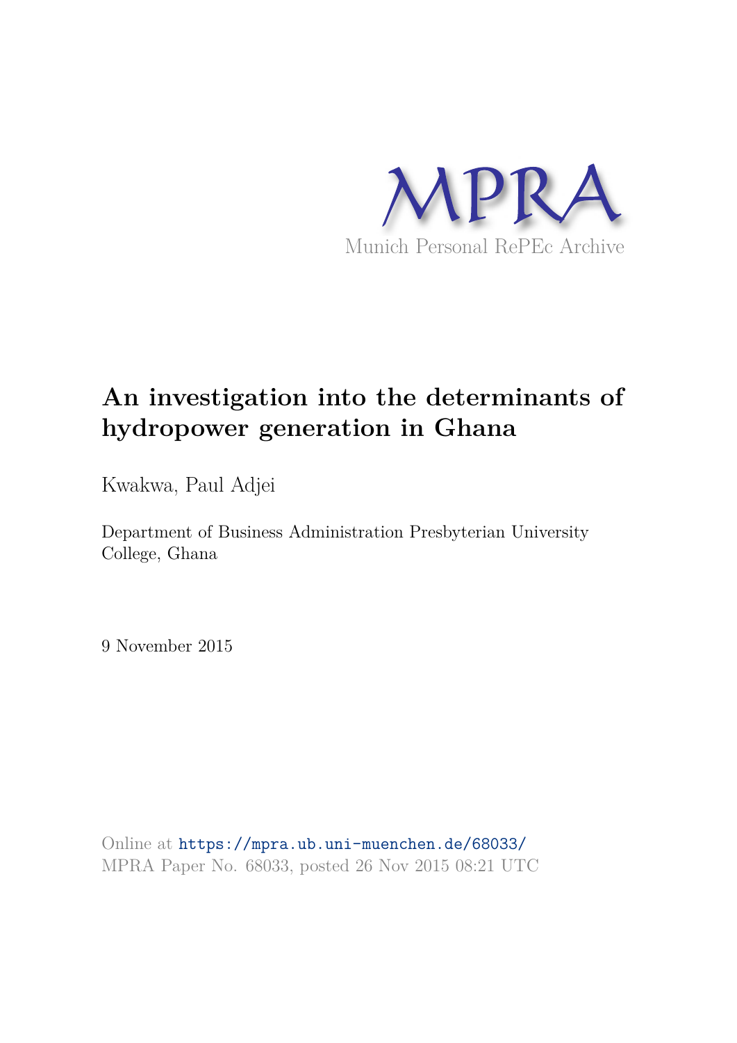MPRA

Munich Personal RePEc Archive

# An investigation into the determinants of hydropower generation in Ghana

Kwakwa, Paul Adjei

Department of Business Administration Presbyterian University College, Ghana

9 November 2015

Online at https://mpra.ub.uni-muenchen.de/68033/
MPRA Paper No. 68033, posted 26 Nov 2015 08:21 UTC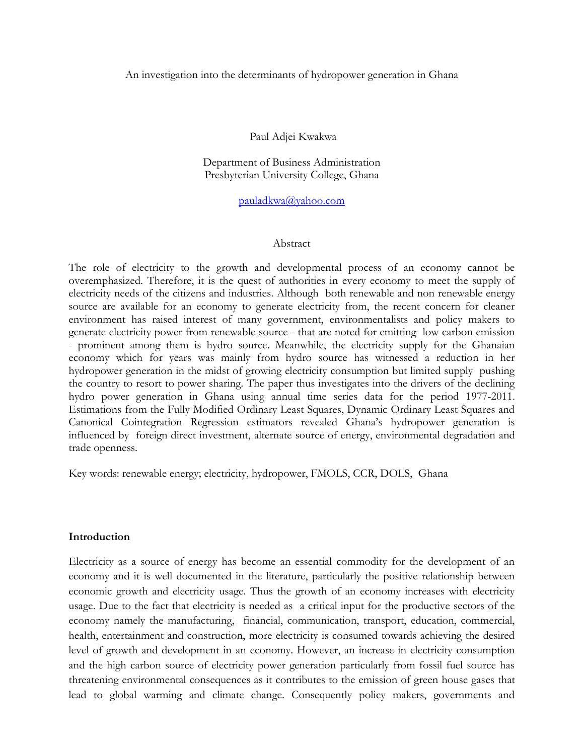An investigation into the determinants of hydropower generation in Ghana

Paul Adjei Kwakwa

Department of Business Administration
Presbyterian University College, Ghana

pauladkwa@yahoo.com

Abstract

The role of electricity to the growth and developmental process of an economy cannot be overemphasized. Therefore, it is the quest of authorities in every economy to meet the supply of electricity needs of the citizens and industries. Although both renewable and non renewable energy source are available for an economy to generate electricity from, the recent concern for cleaner environment has raised interest of many government, environmentalists and policy makers to generate electricity power from renewable source - that are noted for emitting low carbon emission - prominent among them is hydro source. Meanwhile, the electricity supply for the Ghanaian economy which for years was mainly from hydro source has witnessed a reduction in her hydropower generation in the midst of growing electricity consumption but limited supply pushing the country to resort to power sharing. The paper thus investigates into the drivers of the declining hydro power generation in Ghana using annual time series data for the period 1977-2011. Estimations from the Fully Modified Ordinary Least Squares, Dynamic Ordinary Least Squares and Canonical Cointegration Regression estimators revealed Ghana's hydropower generation is influenced by foreign direct investment, alternate source of energy, environmental degradation and trade openness.

Key words: renewable energy; electricity, hydropower, FMOLS, CCR, DOLS, Ghana

**Introduction**

Electricity as a source of energy has become an essential commodity for the development of an economy and it is well documented in the literature, particularly the positive relationship between economic growth and electricity usage. Thus the growth of an economy increases with electricity usage. Due to the fact that electricity is needed as a critical input for the productive sectors of the economy namely the manufacturing, financial, communication, transport, education, commercial, health, entertainment and construction, more electricity is consumed towards achieving the desired level of growth and development in an economy. However, an increase in electricity consumption and the high carbon source of electricity power generation particularly from fossil fuel source has threatening environmental consequences as it contributes to the emission of green house gases that lead to global warming and climate change. Consequently policy makers, governments and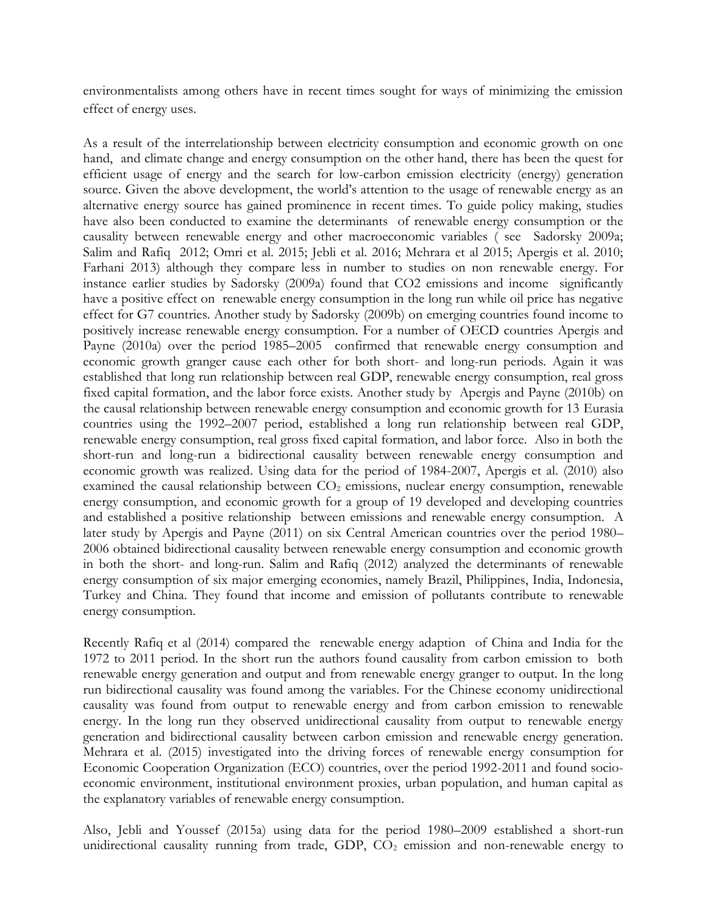environmentalists among others have in recent times sought for ways of minimizing the emission effect of energy uses.

As a result of the interrelationship between electricity consumption and economic growth on one hand, and climate change and energy consumption on the other hand, there has been the quest for efficient usage of energy and the search for low-carbon emission electricity (energy) generation source. Given the above development, the world's attention to the usage of renewable energy as an alternative energy source has gained prominence in recent times. To guide policy making, studies have also been conducted to examine the determinants of renewable energy consumption or the causality between renewable energy and other macroeconomic variables ( see Sadorsky 2009a; Salim and Rafiq 2012; Omri et al. 2015; Jebli et al. 2016; Mehrara et al 2015; Apergis et al. 2010; Farhani 2013) although they compare less in number to studies on non renewable energy. For instance earlier studies by Sadorsky (2009a) found that CO2 emissions and income significantly have a positive effect on renewable energy consumption in the long run while oil price has negative effect for G7 countries. Another study by Sadorsky (2009b) on emerging countries found income to positively increase renewable energy consumption. For a number of OECD countries Apergis and Payne (2010a) over the period 1985–2005 confirmed that renewable energy consumption and economic growth granger cause each other for both short- and long-run periods. Again it was established that long run relationship between real GDP, renewable energy consumption, real gross fixed capital formation, and the labor force exists. Another study by Apergis and Payne (2010b) on the causal relationship between renewable energy consumption and economic growth for 13 Eurasia countries using the 1992–2007 period, established a long run relationship between real GDP, renewable energy consumption, real gross fixed capital formation, and labor force. Also in both the short-run and long-run a bidirectional causality between renewable energy consumption and economic growth was realized. Using data for the period of 1984-2007, Apergis et al. (2010) also examined the causal relationship between $CO_2$ emissions, nuclear energy consumption, renewable energy consumption, and economic growth for a group of 19 developed and developing countries and established a positive relationship between emissions and renewable energy consumption. A later study by Apergis and Payne (2011) on six Central American countries over the period 1980–2006 obtained bidirectional causality between renewable energy consumption and economic growth in both the short- and long-run. Salim and Rafiq (2012) analyzed the determinants of renewable energy consumption of six major emerging economies, namely Brazil, Philippines, India, Indonesia, Turkey and China. They found that income and emission of pollutants contribute to renewable energy consumption.

Recently Rafiq et al (2014) compared the renewable energy adaption of China and India for the 1972 to 2011 period. In the short run the authors found causality from carbon emission to both renewable energy generation and output and from renewable energy granger to output. In the long run bidirectional causality was found among the variables. For the Chinese economy unidirectional causality was found from output to renewable energy and from carbon emission to renewable energy. In the long run they observed unidirectional causality from output to renewable energy generation and bidirectional causality between carbon emission and renewable energy generation. Mehrara et al. (2015) investigated into the driving forces of renewable energy consumption for Economic Cooperation Organization (ECO) countries, over the period 1992-2011 and found socio-economic environment, institutional environment proxies, urban population, and human capital as the explanatory variables of renewable energy consumption.

Also, Jebli and Youssef (2015a) using data for the period 1980–2009 established a short-run unidirectional causality running from trade, GDP, $CO_2$ emission and non-renewable energy to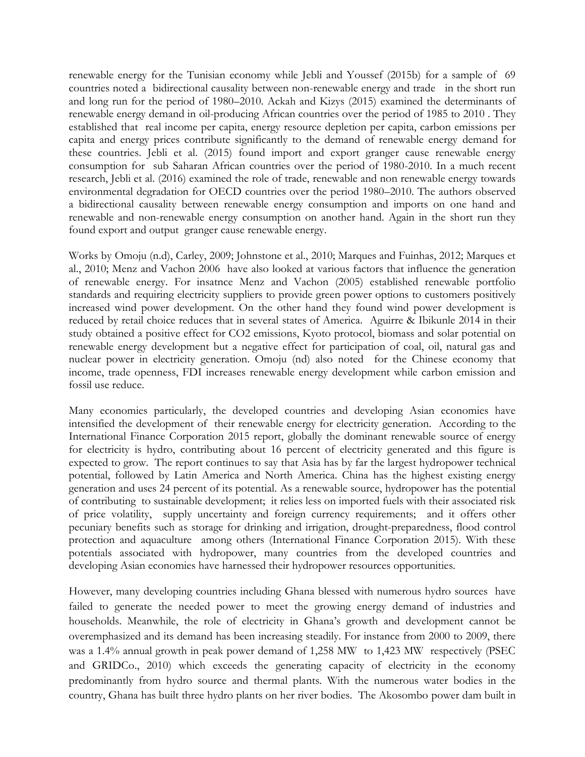renewable energy for the Tunisian economy while Jebli and Youssef (2015b) for a sample of 69 countries noted a bidirectional causality between non-renewable energy and trade in the short run and long run for the period of 1980–2010. Ackah and Kizys (2015) examined the determinants of renewable energy demand in oil-producing African countries over the period of 1985 to 2010 . They established that real income per capita, energy resource depletion per capita, carbon emissions per capita and energy prices contribute significantly to the demand of renewable energy demand for these countries. Jebli et al. (2015) found import and export granger cause renewable energy consumption for sub Saharan African countries over the period of 1980-2010. In a much recent research, Jebli et al. (2016) examined the role of trade, renewable and non renewable energy towards environmental degradation for OECD countries over the period 1980–2010. The authors observed a bidirectional causality between renewable energy consumption and imports on one hand and renewable and non-renewable energy consumption on another hand. Again in the short run they found export and output granger cause renewable energy.

Works by Omoju (n.d), Carley, 2009; Johnstone et al., 2010; Marques and Fuinhas, 2012; Marques et al., 2010; Menz and Vachon 2006 have also looked at various factors that influence the generation of renewable energy. For insatnce Menz and Vachon (2005) established renewable portfolio standards and requiring electricity suppliers to provide green power options to customers positively increased wind power development. On the other hand they found wind power development is reduced by retail choice reduces that in several states of America. Aguirre & Ibikunle 2014 in their study obtained a positive effect for CO2 emissions, Kyoto protocol, biomass and solar potential on renewable energy development but a negative effect for participation of coal, oil, natural gas and nuclear power in electricity generation. Omoju (nd) also noted for the Chinese economy that income, trade openness, FDI increases renewable energy development while carbon emission and fossil use reduce.

Many economies particularly, the developed countries and developing Asian economies have intensified the development of their renewable energy for electricity generation. According to the International Finance Corporation 2015 report, globally the dominant renewable source of energy for electricity is hydro, contributing about 16 percent of electricity generated and this figure is expected to grow. The report continues to say that Asia has by far the largest hydropower technical potential, followed by Latin America and North America. China has the highest existing energy generation and uses 24 percent of its potential. As a renewable source, hydropower has the potential of contributing to sustainable development; it relies less on imported fuels with their associated risk of price volatility, supply uncertainty and foreign currency requirements; and it offers other pecuniary benefits such as storage for drinking and irrigation, drought-preparedness, flood control protection and aquaculture among others (International Finance Corporation 2015). With these potentials associated with hydropower, many countries from the developed countries and developing Asian economies have harnessed their hydropower resources opportunities.

However, many developing countries including Ghana blessed with numerous hydro sources have failed to generate the needed power to meet the growing energy demand of industries and households. Meanwhile, the role of electricity in Ghana's growth and development cannot be overemphasized and its demand has been increasing steadily. For instance from 2000 to 2009, there was a 1.4% annual growth in peak power demand of 1,258 MW to 1,423 MW respectively (PSEC and GRIDCo., 2010) which exceeds the generating capacity of electricity in the economy predominantly from hydro source and thermal plants. With the numerous water bodies in the country, Ghana has built three hydro plants on her river bodies. The Akosombo power dam built in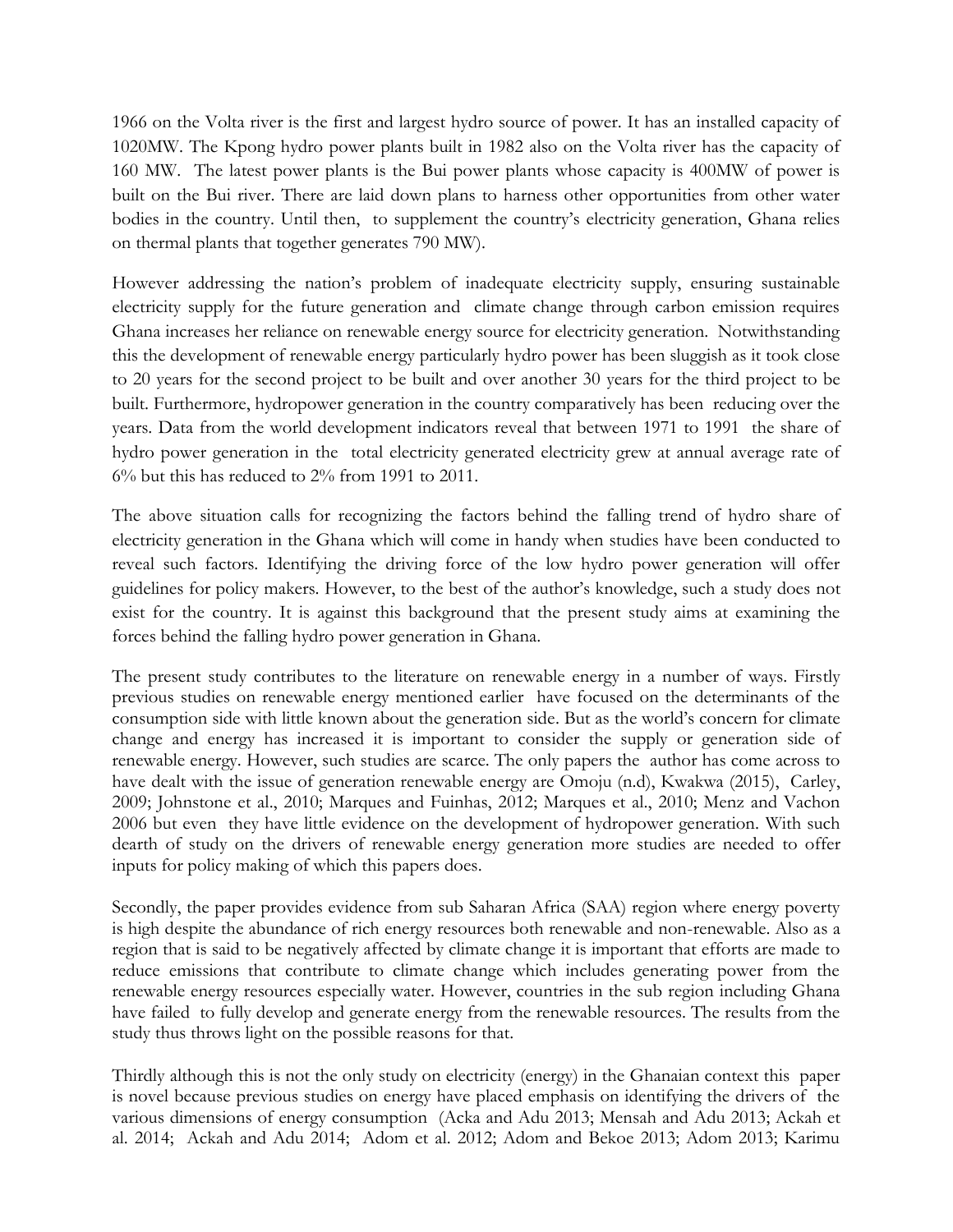1966 on the Volta river is the first and largest hydro source of power. It has an installed capacity of 1020MW. The Kpong hydro power plants built in 1982 also on the Volta river has the capacity of 160 MW. The latest power plants is the Bui power plants whose capacity is 400MW of power is built on the Bui river. There are laid down plans to harness other opportunities from other water bodies in the country. Until then, to supplement the country's electricity generation, Ghana relies on thermal plants that together generates 790 MW).

However addressing the nation's problem of inadequate electricity supply, ensuring sustainable electricity supply for the future generation and climate change through carbon emission requires Ghana increases her reliance on renewable energy source for electricity generation. Notwithstanding this the development of renewable energy particularly hydro power has been sluggish as it took close to 20 years for the second project to be built and over another 30 years for the third project to be built. Furthermore, hydropower generation in the country comparatively has been reducing over the years. Data from the world development indicators reveal that between 1971 to 1991 the share of hydro power generation in the total electricity generated electricity grew at annual average rate of 6% but this has reduced to 2% from 1991 to 2011.

The above situation calls for recognizing the factors behind the falling trend of hydro share of electricity generation in the Ghana which will come in handy when studies have been conducted to reveal such factors. Identifying the driving force of the low hydro power generation will offer guidelines for policy makers. However, to the best of the author's knowledge, such a study does not exist for the country. It is against this background that the present study aims at examining the forces behind the falling hydro power generation in Ghana.

The present study contributes to the literature on renewable energy in a number of ways. Firstly previous studies on renewable energy mentioned earlier have focused on the determinants of the consumption side with little known about the generation side. But as the world's concern for climate change and energy has increased it is important to consider the supply or generation side of renewable energy. However, such studies are scarce. The only papers the author has come across to have dealt with the issue of generation renewable energy are Omoju (n.d), Kwakwa (2015), Carley, 2009; Johnstone et al., 2010; Marques and Fuinhas, 2012; Marques et al., 2010; Menz and Vachon 2006 but even they have little evidence on the development of hydropower generation. With such dearth of study on the drivers of renewable energy generation more studies are needed to offer inputs for policy making of which this papers does.

Secondly, the paper provides evidence from sub Saharan Africa (SAA) region where energy poverty is high despite the abundance of rich energy resources both renewable and non-renewable. Also as a region that is said to be negatively affected by climate change it is important that efforts are made to reduce emissions that contribute to climate change which includes generating power from the renewable energy resources especially water. However, countries in the sub region including Ghana have failed to fully develop and generate energy from the renewable resources. The results from the study thus throws light on the possible reasons for that.

Thirdly although this is not the only study on electricity (energy) in the Ghanaian context this paper is novel because previous studies on energy have placed emphasis on identifying the drivers of the various dimensions of energy consumption (Acka and Adu 2013; Mensah and Adu 2013; Ackah et al. 2014; Ackah and Adu 2014; Adom et al. 2012; Adom and Bekoe 2013; Adom 2013; Karimu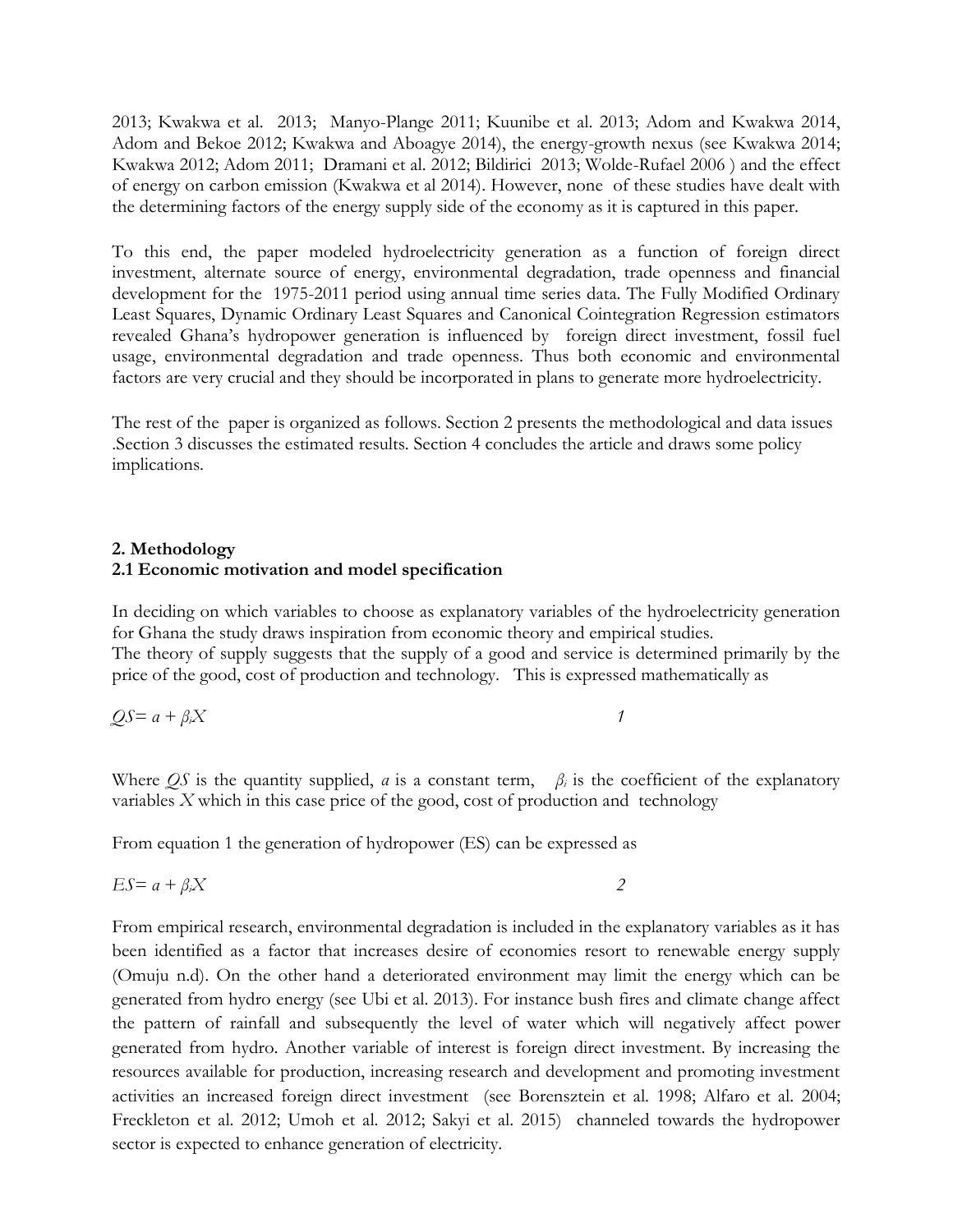2013; Kwakwa et al. 2013; Manyo-Plange 2011; Kuunibe et al. 2013; Adom and Kwakwa 2014, Adom and Bekoe 2012; Kwakwa and Aboagye 2014), the energy-growth nexus (see Kwakwa 2014; Kwakwa 2012; Adom 2011; Dramani et al. 2012; Bildirici 2013; Wolde-Rufael 2006 ) and the effect of energy on carbon emission (Kwakwa et al 2014). However, none of these studies have dealt with the determining factors of the energy supply side of the economy as it is captured in this paper.

To this end, the paper modeled hydroelectricity generation as a function of foreign direct investment, alternate source of energy, environmental degradation, trade openness and financial development for the 1975-2011 period using annual time series data. The Fully Modified Ordinary Least Squares, Dynamic Ordinary Least Squares and Canonical Cointegration Regression estimators revealed Ghana's hydropower generation is influenced by foreign direct investment, fossil fuel usage, environmental degradation and trade openness. Thus both economic and environmental factors are very crucial and they should be incorporated in plans to generate more hydroelectricity.

The rest of the paper is organized as follows. Section 2 presents the methodological and data issues .Section 3 discusses the estimated results. Section 4 concludes the article and draws some policy implications.

## 2. Methodology

### 2.1 Economic motivation and model specification

In deciding on which variables to choose as explanatory variables of the hydroelectricity generation for Ghana the study draws inspiration from economic theory and empirical studies.
The theory of supply suggests that the supply of a good and service is determined primarily by the price of the good, cost of production and technology. This is expressed mathematically as

$$QS = a + \beta_i X \qquad 1$$

Where $QS$ is the quantity supplied, $a$ is a constant term, $\beta_i$ is the coefficient of the explanatory variables $X$ which in this case price of the good, cost of production and technology

From equation 1 the generation of hydropower (ES) can be expressed as

$$ES = a + \beta_i X \qquad 2$$

From empirical research, environmental degradation is included in the explanatory variables as it has been identified as a factor that increases desire of economies resort to renewable energy supply (Omuju n.d). On the other hand a deteriorated environment may limit the energy which can be generated from hydro energy (see Ubi et al. 2013). For instance bush fires and climate change affect the pattern of rainfall and subsequently the level of water which will negatively affect power generated from hydro. Another variable of interest is foreign direct investment. By increasing the resources available for production, increasing research and development and promoting investment activities an increased foreign direct investment (see Borensztein et al. 1998; Alfaro et al. 2004; Freckleton et al. 2012; Umoh et al. 2012; Sakyi et al. 2015) channeled towards the hydropower sector is expected to enhance generation of electricity.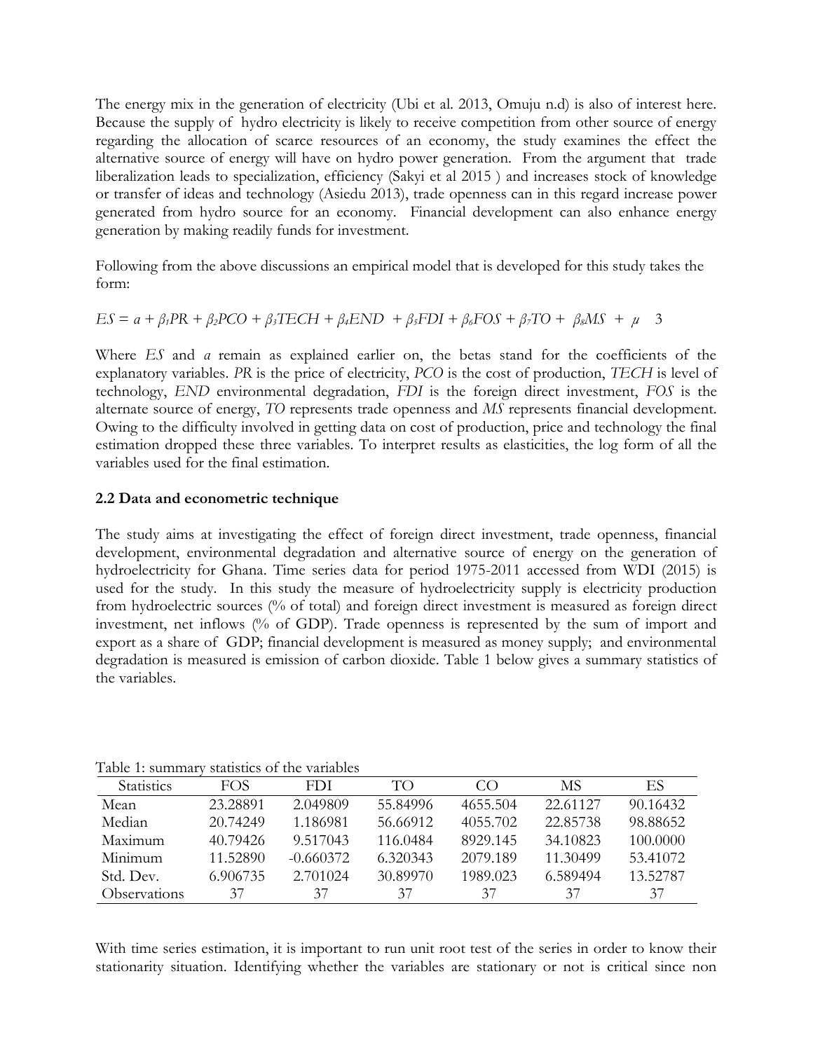The energy mix in the generation of electricity (Ubi et al. 2013, Omuju n.d) is also of interest here. Because the supply of hydro electricity is likely to receive competition from other source of energy regarding the allocation of scarce resources of an economy, the study examines the effect the alternative source of energy will have on hydro power generation. From the argument that trade liberalization leads to specialization, efficiency (Sakyi et al 2015 ) and increases stock of knowledge or transfer of ideas and technology (Asiedu 2013), trade openness can in this regard increase power generated from hydro source for an economy. Financial development can also enhance energy generation by making readily funds for investment.

Following from the above discussions an empirical model that is developed for this study takes the form:

$$ES = a + \beta_1 PR + \beta_2 PCO + \beta_3 TECH + \beta_4 END + \beta_5 FDI + \beta_6 FOS + \beta_7 TO + \beta_8 MS + \mu \quad 3$$

Where *ES* and *a* remain as explained earlier on, the betas stand for the coefficients of the explanatory variables. *PR* is the price of electricity, *PCO* is the cost of production, *TECH* is level of technology, *END* environmental degradation, *FDI* is the foreign direct investment, *FOS* is the alternate source of energy, *TO* represents trade openness and *MS* represents financial development. Owing to the difficulty involved in getting data on cost of production, price and technology the final estimation dropped these three variables. To interpret results as elasticities, the log form of all the variables used for the final estimation.

### 2.2 Data and econometric technique

The study aims at investigating the effect of foreign direct investment, trade openness, financial development, environmental degradation and alternative source of energy on the generation of hydroelectricity for Ghana. Time series data for period 1975-2011 accessed from WDI (2015) is used for the study. In this study the measure of hydroelectricity supply is electricity production from hydroelectric sources (% of total) and foreign direct investment is measured as foreign direct investment, net inflows (% of GDP). Trade openness is represented by the sum of import and export as a share of GDP; financial development is measured as money supply; and environmental degradation is measured is emission of carbon dioxide. Table 1 below gives a summary statistics of the variables.

Table 1: summary statistics of the variables

| Statistics | FOS | FDI | TO | CO | MS | ES |
|---|---|---|---|---|---|---|
| Mean | 23.28891 | 2.049809 | 55.84996 | 4655.504 | 22.61127 | 90.16432 |
| Median | 20.74249 | 1.186981 | 56.66912 | 4055.702 | 22.85738 | 98.88652 |
| Maximum | 40.79426 | 9.517043 | 116.0484 | 8929.145 | 34.10823 | 100.0000 |
| Minimum | 11.52890 | -0.660372 | 6.320343 | 2079.189 | 11.30499 | 53.41072 |
| Std. Dev. | 6.906735 | 2.701024 | 30.89970 | 1989.023 | 6.589494 | 13.52787 |
| Observations | 37 | 37 | 37 | 37 | 37 | 37 |

With time series estimation, it is important to run unit root test of the series in order to know their stationarity situation. Identifying whether the variables are stationary or not is critical since non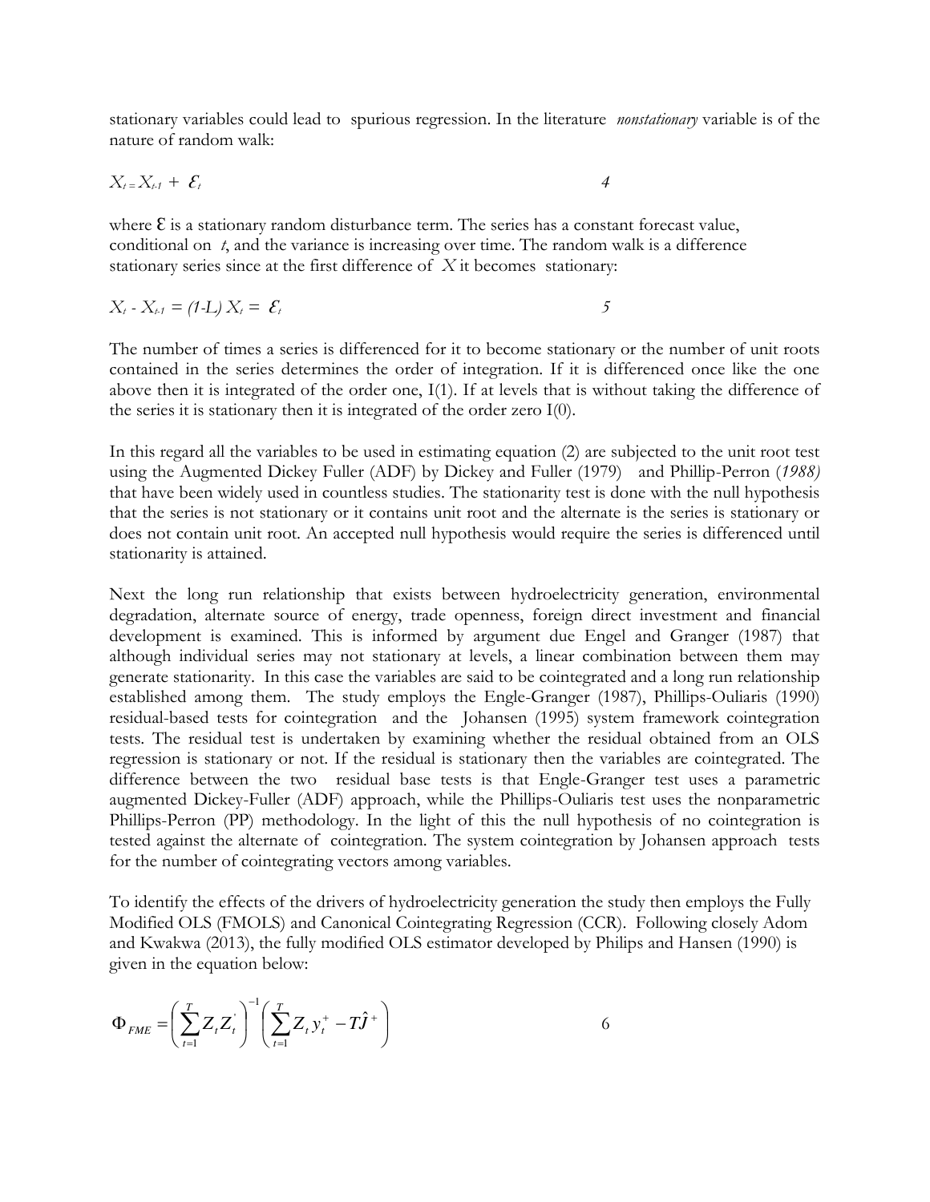stationary variables could lead to spurious regression. In the literature *nonstationary* variable is of the nature of random walk:

$$X_t = X_{t-1} + \varepsilon_t \qquad 4$$

where $\varepsilon$ is a stationary random disturbance term. The series has a constant forecast value, conditional on *t*, and the variance is increasing over time. The random walk is a difference stationary series since at the first difference of $X$ it becomes stationary:

$$X_t - X_{t-1} = (1-L)\, X_t = \varepsilon_t \qquad 5$$

The number of times a series is differenced for it to become stationary or the number of unit roots contained in the series determines the order of integration. If it is differenced once like the one above then it is integrated of the order one, I(1). If at levels that is without taking the difference of the series it is stationary then it is integrated of the order zero I(0).

In this regard all the variables to be used in estimating equation (2) are subjected to the unit root test using the Augmented Dickey Fuller (ADF) by Dickey and Fuller (1979) and Phillip-Perron (*1988)* that have been widely used in countless studies. The stationarity test is done with the null hypothesis that the series is not stationary or it contains unit root and the alternate is the series is stationary or does not contain unit root. An accepted null hypothesis would require the series is differenced until stationarity is attained.

Next the long run relationship that exists between hydroelectricity generation, environmental degradation, alternate source of energy, trade openness, foreign direct investment and financial development is examined. This is informed by argument due Engel and Granger (1987) that although individual series may not stationary at levels, a linear combination between them may generate stationarity. In this case the variables are said to be cointegrated and a long run relationship established among them. The study employs the Engle-Granger (1987), Phillips-Ouliaris (1990) residual-based tests for cointegration and the Johansen (1995) system framework cointegration tests. The residual test is undertaken by examining whether the residual obtained from an OLS regression is stationary or not. If the residual is stationary then the variables are cointegrated. The difference between the two residual base tests is that Engle-Granger test uses a parametric augmented Dickey-Fuller (ADF) approach, while the Phillips-Ouliaris test uses the nonparametric Phillips-Perron (PP) methodology. In the light of this the null hypothesis of no cointegration is tested against the alternate of cointegration. The system cointegration by Johansen approach tests for the number of cointegrating vectors among variables.

To identify the effects of the drivers of hydroelectricity generation the study then employs the Fully Modified OLS (FMOLS) and Canonical Cointegrating Regression (CCR). Following closely Adom and Kwakwa (2013), the fully modified OLS estimator developed by Philips and Hansen (1990) is given in the equation below:

$$\Phi_{FME} = \left( \sum_{t=1}^{T} Z_t Z_t^{'} \right)^{-1} \left( \sum_{t=1}^{T} Z_t y_t^{+} - T\hat{J}^{+} \right) \qquad 6$$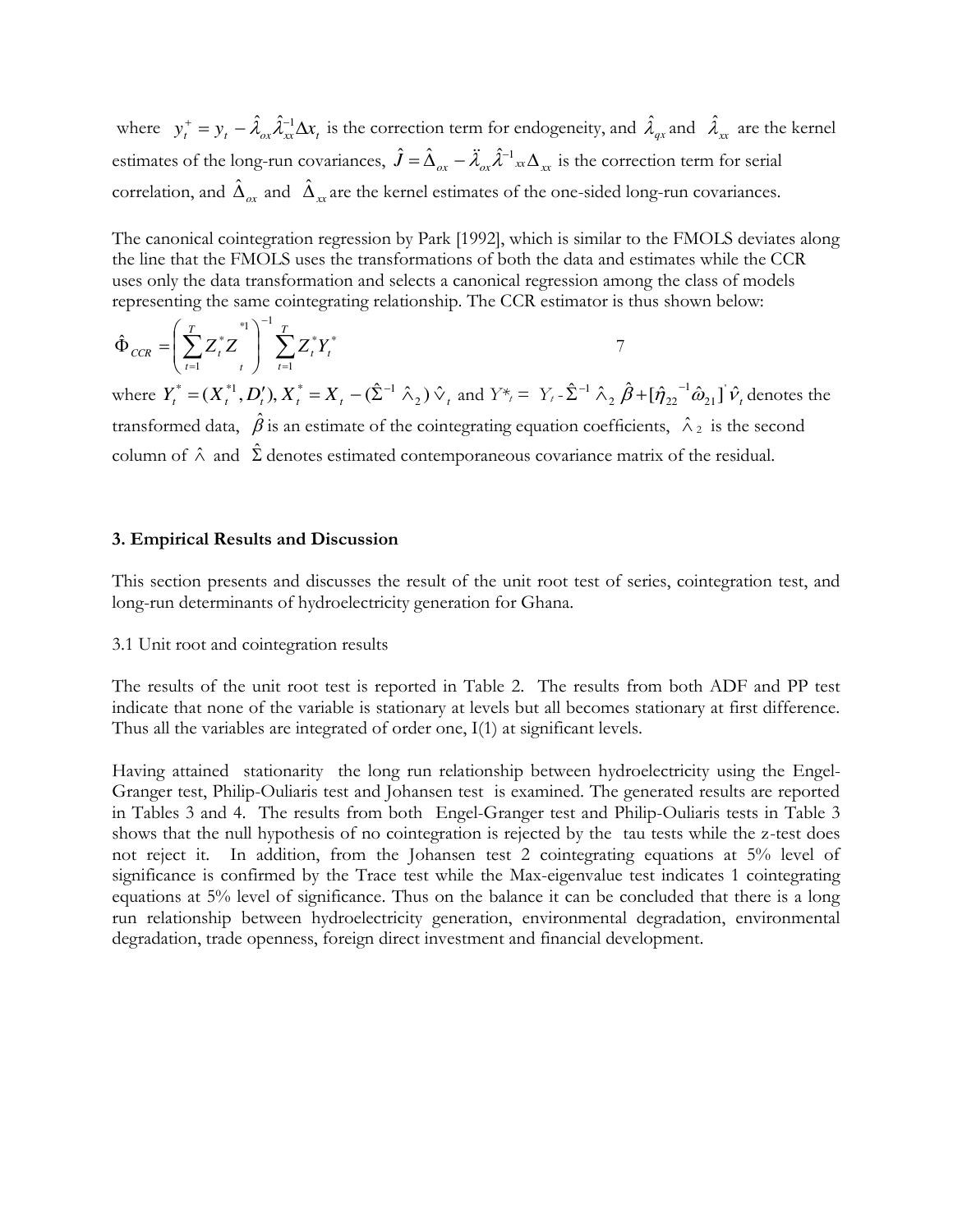where $y_t^+ = y_t - \hat{\lambda}_{ox}\hat{\lambda}_{xx}^{-1}\Delta x_t$ is the correction term for endogeneity, and $\hat{\lambda}_{qx}$ and $\hat{\lambda}_{xx}$ are the kernel estimates of the long-run covariances, $\hat{J} = \hat{\Delta}_{ox} - \ddot{\lambda}_{ox}\hat{\lambda}^{-1}{}_{xx}\Delta_{xx}$ is the correction term for serial correlation, and $\hat{\Delta}_{ox}$ and $\hat{\Delta}_{xx}$ are the kernel estimates of the one-sided long-run covariances.

The canonical cointegration regression by Park [1992], which is similar to the FMOLS deviates along the line that the FMOLS uses the transformations of both the data and estimates while the CCR uses only the data transformation and selects a canonical regression among the class of models representing the same cointegrating relationship. The CCR estimator is thus shown below:

$$\hat{\Phi}_{CCR} = \left( \sum_{t=1}^{T} Z_t^* Z_t^{*1} \right)^{-1} \sum_{t=1}^{T} Z_t^* Y_t^* \qquad 7$$

where $Y_t^* = (X_t^{*1}, D_t'), X_t^* = X_t - (\hat{\Sigma}^{-1}\hat{\wedge}_2)\hat{\vee}_t$ and $Y^*_t = Y_t - \hat{\Sigma}^{-1}\hat{\wedge}_2\hat{\beta} + [\hat{\eta}_{22}{}^{-1}\hat{\omega}_{21}]'\hat{v}_t$ denotes the transformed data, $\hat{\beta}$ is an estimate of the cointegrating equation coefficients, $\hat{\wedge}_2$ is the second column of $\hat{\wedge}$ and $\hat{\Sigma}$ denotes estimated contemporaneous covariance matrix of the residual.

## 3. Empirical Results and Discussion

This section presents and discusses the result of the unit root test of series, cointegration test, and long-run determinants of hydroelectricity generation for Ghana.

### 3.1 Unit root and cointegration results

The results of the unit root test is reported in Table 2. The results from both ADF and PP test indicate that none of the variable is stationary at levels but all becomes stationary at first difference. Thus all the variables are integrated of order one, I(1) at significant levels.

Having attained stationarity the long run relationship between hydroelectricity using the Engel-Granger test, Philip-Ouliaris test and Johansen test is examined. The generated results are reported in Tables 3 and 4. The results from both Engel-Granger test and Philip-Ouliaris tests in Table 3 shows that the null hypothesis of no cointegration is rejected by the tau tests while the z-test does not reject it. In addition, from the Johansen test 2 cointegrating equations at 5% level of significance is confirmed by the Trace test while the Max-eigenvalue test indicates 1 cointegrating equations at 5% level of significance. Thus on the balance it can be concluded that there is a long run relationship between hydroelectricity generation, environmental degradation, environmental degradation, trade openness, foreign direct investment and financial development.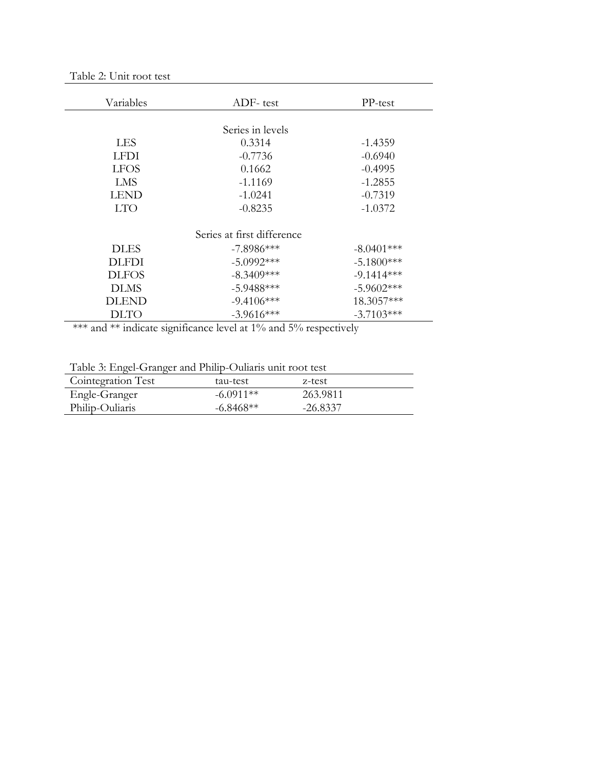Table 2: Unit root test

| Variables | ADF- test | PP-test |
|---|---|---|
| | Series in levels | |
| LES | 0.3314 | -1.4359 |
| LFDI | -0.7736 | -0.6940 |
| LFOS | 0.1662 | -0.4995 |
| LMS | -1.1169 | -1.2855 |
| LEND | -1.0241 | -0.7319 |
| LTO | -0.8235 | -1.0372 |
| | Series at first difference | |
| DLES | -7.8986*** | -8.0401*** |
| DLFDI | -5.0992*** | -5.1800*** |
| DLFOS | -8.3409*** | -9.1414*** |
| DLMS | -5.9488*** | -5.9602*** |
| DLEND | -9.4106*** | 18.3057*** |
| DLTO | -3.9616*** | -3.7103*** |

*** and ** indicate significance level at 1% and 5% respectively

Table 3: Engel-Granger and Philip-Ouliaris unit root test

| Cointegration Test | tau-test | z-test |
|---|---|---|
| Engle-Granger | -6.0911** | 263.9811 |
| Philip-Ouliaris | -6.8468** | -26.8337 |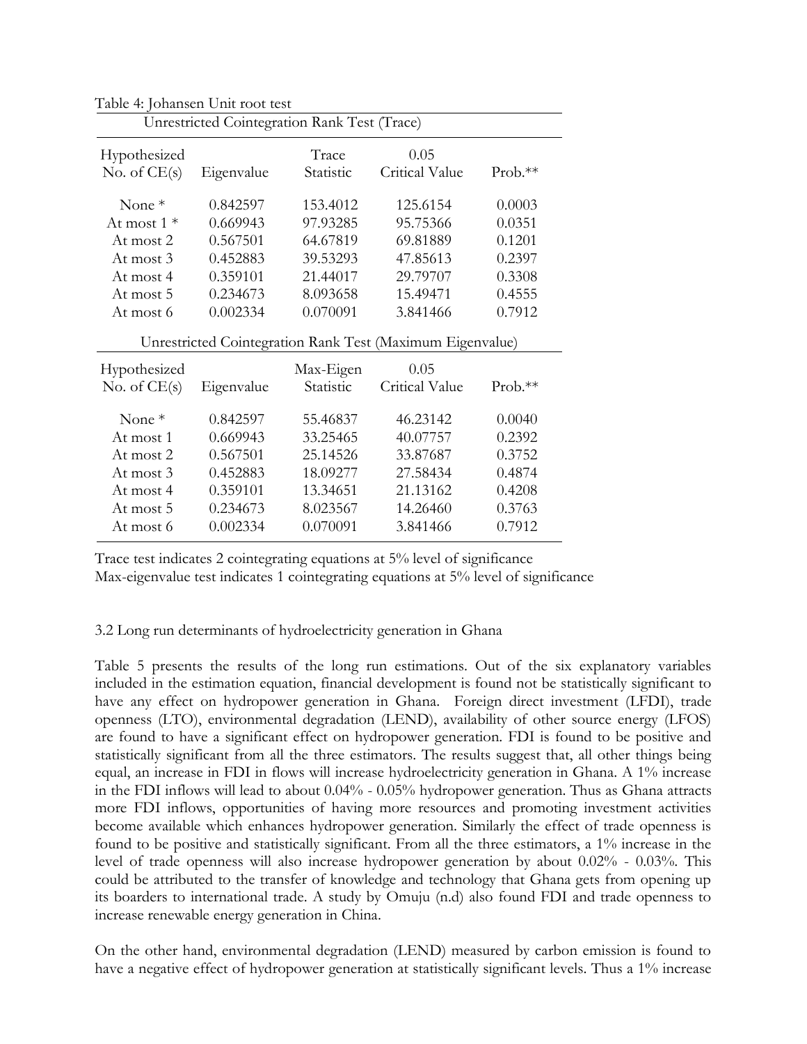Table 4: Johansen Unit root test

| Unrestricted Cointegration Rank Test (Trace) | | | | |
|---|---|---|---|---|
| Hypothesized No. of CE(s) | Eigenvalue | Trace Statistic | 0.05 Critical Value | Prob.** |
| None * | 0.842597 | 153.4012 | 125.6154 | 0.0003 |
| At most 1 * | 0.669943 | 97.93285 | 95.75366 | 0.0351 |
| At most 2 | 0.567501 | 64.67819 | 69.81889 | 0.1201 |
| At most 3 | 0.452883 | 39.53293 | 47.85613 | 0.2397 |
| At most 4 | 0.359101 | 21.44017 | 29.79707 | 0.3308 |
| At most 5 | 0.234673 | 8.093658 | 15.49471 | 0.4555 |
| At most 6 | 0.002334 | 0.070091 | 3.841466 | 0.7912 |
| **Unrestricted Cointegration Rank Test (Maximum Eigenvalue)** | | | | |
| Hypothesized No. of CE(s) | Eigenvalue | Max-Eigen Statistic | 0.05 Critical Value | Prob.** |
| None * | 0.842597 | 55.46837 | 46.23142 | 0.0040 |
| At most 1 | 0.669943 | 33.25465 | 40.07757 | 0.2392 |
| At most 2 | 0.567501 | 25.14526 | 33.87687 | 0.3752 |
| At most 3 | 0.452883 | 18.09277 | 27.58434 | 0.4874 |
| At most 4 | 0.359101 | 13.34651 | 21.13162 | 0.4208 |
| At most 5 | 0.234673 | 8.023567 | 14.26460 | 0.3763 |
| At most 6 | 0.002334 | 0.070091 | 3.841466 | 0.7912 |

Trace test indicates 2 cointegrating equations at 5% level of significance
Max-eigenvalue test indicates 1 cointegrating equations at 5% level of significance

### 3.2 Long run determinants of hydroelectricity generation in Ghana

Table 5 presents the results of the long run estimations. Out of the six explanatory variables included in the estimation equation, financial development is found not be statistically significant to have any effect on hydropower generation in Ghana. Foreign direct investment (LFDI), trade openness (LTO), environmental degradation (LEND), availability of other source energy (LFOS) are found to have a significant effect on hydropower generation. FDI is found to be positive and statistically significant from all the three estimators. The results suggest that, all other things being equal, an increase in FDI in flows will increase hydroelectricity generation in Ghana. A 1% increase in the FDI inflows will lead to about 0.04% - 0.05% hydropower generation. Thus as Ghana attracts more FDI inflows, opportunities of having more resources and promoting investment activities become available which enhances hydropower generation. Similarly the effect of trade openness is found to be positive and statistically significant. From all the three estimators, a 1% increase in the level of trade openness will also increase hydropower generation by about 0.02% - 0.03%. This could be attributed to the transfer of knowledge and technology that Ghana gets from opening up its boarders to international trade. A study by Omuju (n.d) also found FDI and trade openness to increase renewable energy generation in China.

On the other hand, environmental degradation (LEND) measured by carbon emission is found to have a negative effect of hydropower generation at statistically significant levels. Thus a 1% increase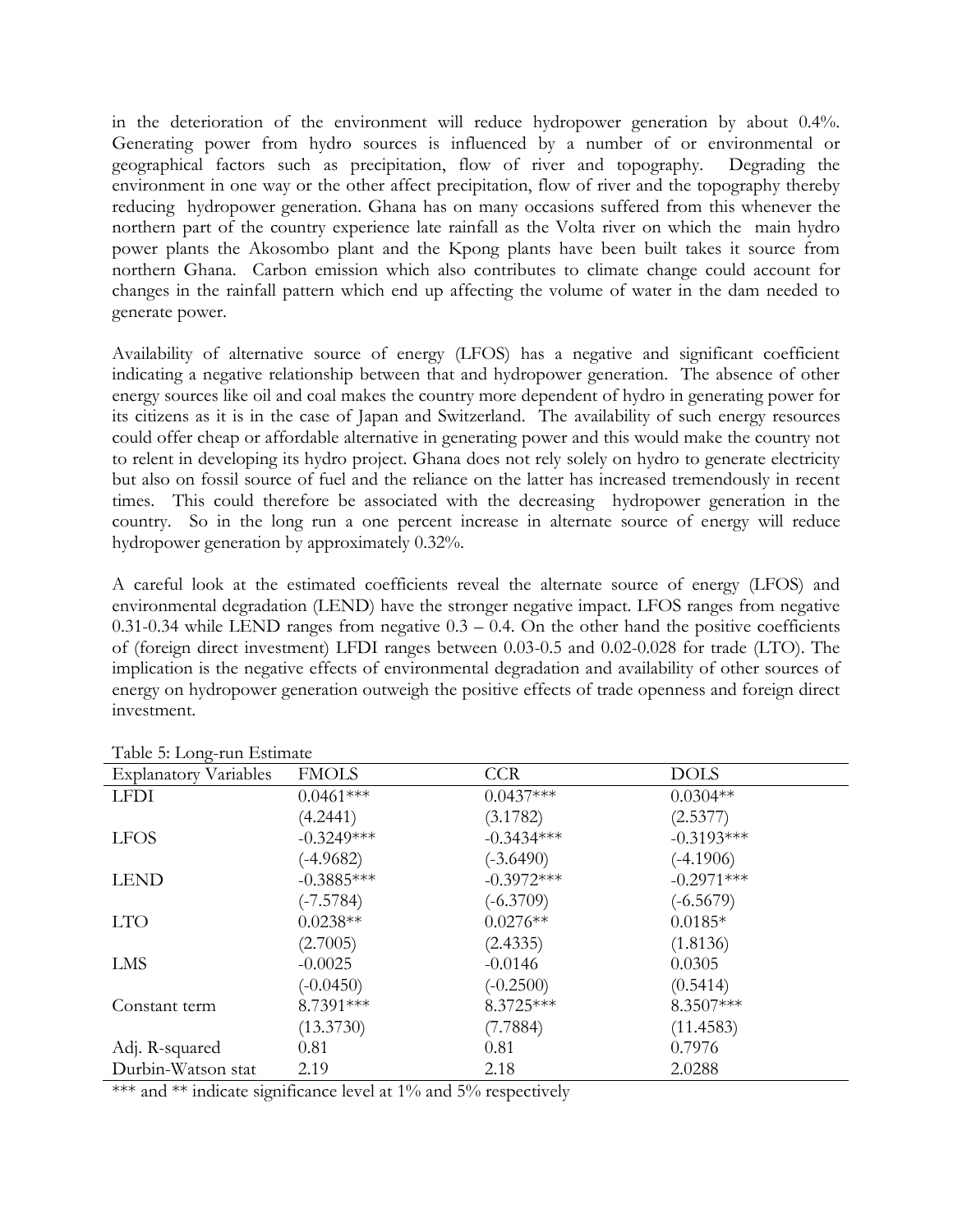in the deterioration of the environment will reduce hydropower generation by about 0.4%. Generating power from hydro sources is influenced by a number of or environmental or geographical factors such as precipitation, flow of river and topography. Degrading the environment in one way or the other affect precipitation, flow of river and the topography thereby reducing hydropower generation. Ghana has on many occasions suffered from this whenever the northern part of the country experience late rainfall as the Volta river on which the main hydro power plants the Akosombo plant and the Kpong plants have been built takes it source from northern Ghana. Carbon emission which also contributes to climate change could account for changes in the rainfall pattern which end up affecting the volume of water in the dam needed to generate power.

Availability of alternative source of energy (LFOS) has a negative and significant coefficient indicating a negative relationship between that and hydropower generation. The absence of other energy sources like oil and coal makes the country more dependent of hydro in generating power for its citizens as it is in the case of Japan and Switzerland. The availability of such energy resources could offer cheap or affordable alternative in generating power and this would make the country not to relent in developing its hydro project. Ghana does not rely solely on hydro to generate electricity but also on fossil source of fuel and the reliance on the latter has increased tremendously in recent times. This could therefore be associated with the decreasing hydropower generation in the country. So in the long run a one percent increase in alternate source of energy will reduce hydropower generation by approximately 0.32%.

A careful look at the estimated coefficients reveal the alternate source of energy (LFOS) and environmental degradation (LEND) have the stronger negative impact. LFOS ranges from negative 0.31-0.34 while LEND ranges from negative 0.3 – 0.4. On the other hand the positive coefficients of (foreign direct investment) LFDI ranges between 0.03-0.5 and 0.02-0.028 for trade (LTO). The implication is the negative effects of environmental degradation and availability of other sources of energy on hydropower generation outweigh the positive effects of trade openness and foreign direct investment.

Table 5: Long-run Estimate

| Explanatory Variables | FMOLS | CCR | DOLS |
|---|---|---|---|
| LFDI | 0.0461*** | 0.0437*** | 0.0304** |
| | (4.2441) | (3.1782) | (2.5377) |
| LFOS | -0.3249*** | -0.3434*** | -0.3193*** |
| | (-4.9682) | (-3.6490) | (-4.1906) |
| LEND | -0.3885*** | -0.3972*** | -0.2971*** |
| | (-7.5784) | (-6.3709) | (-6.5679) |
| LTO | 0.0238** | 0.0276** | 0.0185* |
| | (2.7005) | (2.4335) | (1.8136) |
| LMS | -0.0025 | -0.0146 | 0.0305 |
| | (-0.0450) | (-0.2500) | (0.5414) |
| Constant term | 8.7391*** | 8.3725*** | 8.3507*** |
| | (13.3730) | (7.7884) | (11.4583) |
| Adj. R-squared | 0.81 | 0.81 | 0.7976 |
| Durbin-Watson stat | 2.19 | 2.18 | 2.0288 |

*** and ** indicate significance level at 1% and 5% respectively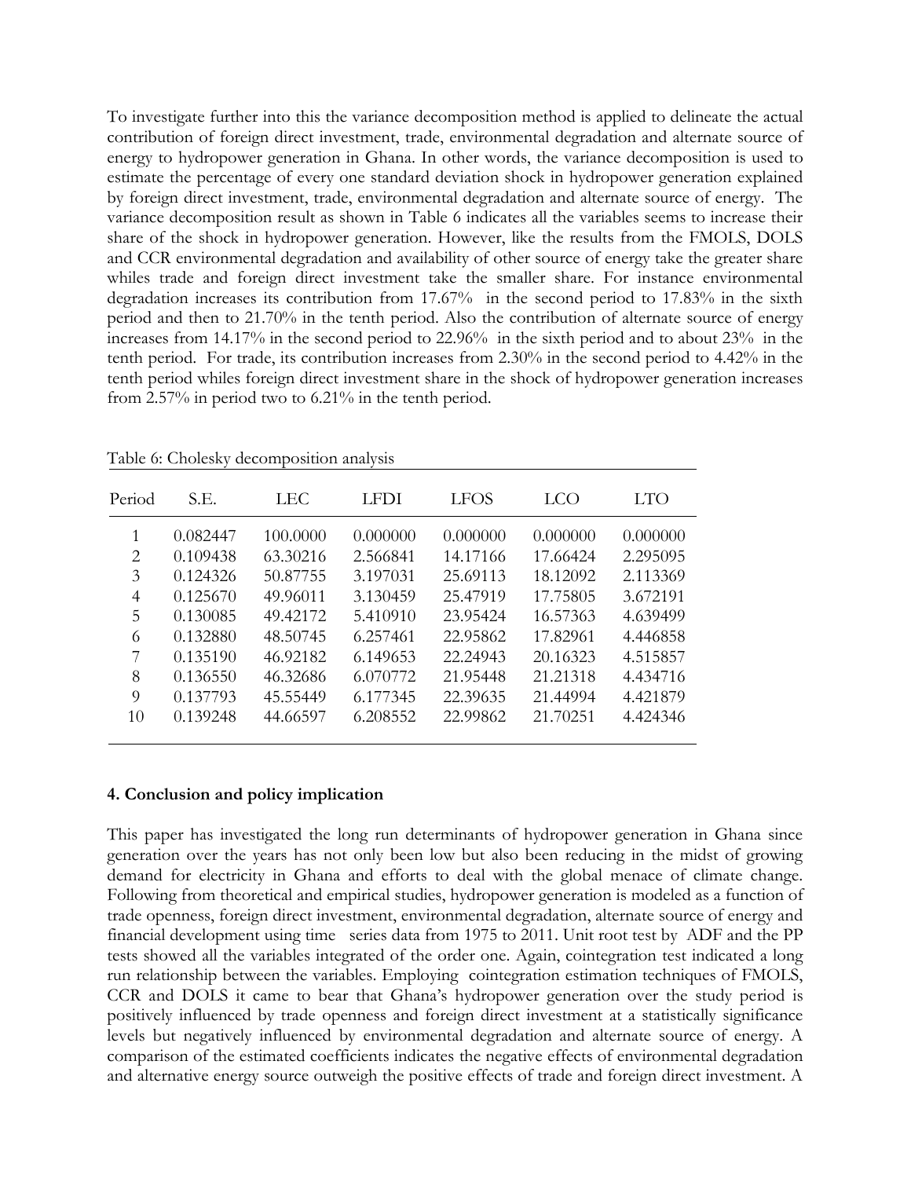To investigate further into this the variance decomposition method is applied to delineate the actual contribution of foreign direct investment, trade, environmental degradation and alternate source of energy to hydropower generation in Ghana. In other words, the variance decomposition is used to estimate the percentage of every one standard deviation shock in hydropower generation explained by foreign direct investment, trade, environmental degradation and alternate source of energy. The variance decomposition result as shown in Table 6 indicates all the variables seems to increase their share of the shock in hydropower generation. However, like the results from the FMOLS, DOLS and CCR environmental degradation and availability of other source of energy take the greater share whiles trade and foreign direct investment take the smaller share. For instance environmental degradation increases its contribution from 17.67% in the second period to 17.83% in the sixth period and then to 21.70% in the tenth period. Also the contribution of alternate source of energy increases from 14.17% in the second period to 22.96% in the sixth period and to about 23% in the tenth period. For trade, its contribution increases from 2.30% in the second period to 4.42% in the tenth period whiles foreign direct investment share in the shock of hydropower generation increases from 2.57% in period two to 6.21% in the tenth period.

Table 6: Cholesky decomposition analysis

| Period | S.E. | LEC | LFDI | LFOS | LCO | LTO |
|---|---|---|---|---|---|---|
| 1 | 0.082447 | 100.0000 | 0.000000 | 0.000000 | 0.000000 | 0.000000 |
| 2 | 0.109438 | 63.30216 | 2.566841 | 14.17166 | 17.66424 | 2.295095 |
| 3 | 0.124326 | 50.87755 | 3.197031 | 25.69113 | 18.12092 | 2.113369 |
| 4 | 0.125670 | 49.96011 | 3.130459 | 25.47919 | 17.75805 | 3.672191 |
| 5 | 0.130085 | 49.42172 | 5.410910 | 23.95424 | 16.57363 | 4.639499 |
| 6 | 0.132880 | 48.50745 | 6.257461 | 22.95862 | 17.82961 | 4.446858 |
| 7 | 0.135190 | 46.92182 | 6.149653 | 22.24943 | 20.16323 | 4.515857 |
| 8 | 0.136550 | 46.32686 | 6.070772 | 21.95448 | 21.21318 | 4.434716 |
| 9 | 0.137793 | 45.55449 | 6.177345 | 22.39635 | 21.44994 | 4.421879 |
| 10 | 0.139248 | 44.66597 | 6.208552 | 22.99862 | 21.70251 | 4.424346 |

## 4. Conclusion and policy implication

This paper has investigated the long run determinants of hydropower generation in Ghana since generation over the years has not only been low but also been reducing in the midst of growing demand for electricity in Ghana and efforts to deal with the global menace of climate change. Following from theoretical and empirical studies, hydropower generation is modeled as a function of trade openness, foreign direct investment, environmental degradation, alternate source of energy and financial development using time series data from 1975 to 2011. Unit root test by ADF and the PP tests showed all the variables integrated of the order one. Again, cointegration test indicated a long run relationship between the variables. Employing cointegration estimation techniques of FMOLS, CCR and DOLS it came to bear that Ghana's hydropower generation over the study period is positively influenced by trade openness and foreign direct investment at a statistically significance levels but negatively influenced by environmental degradation and alternate source of energy. A comparison of the estimated coefficients indicates the negative effects of environmental degradation and alternative energy source outweigh the positive effects of trade and foreign direct investment. A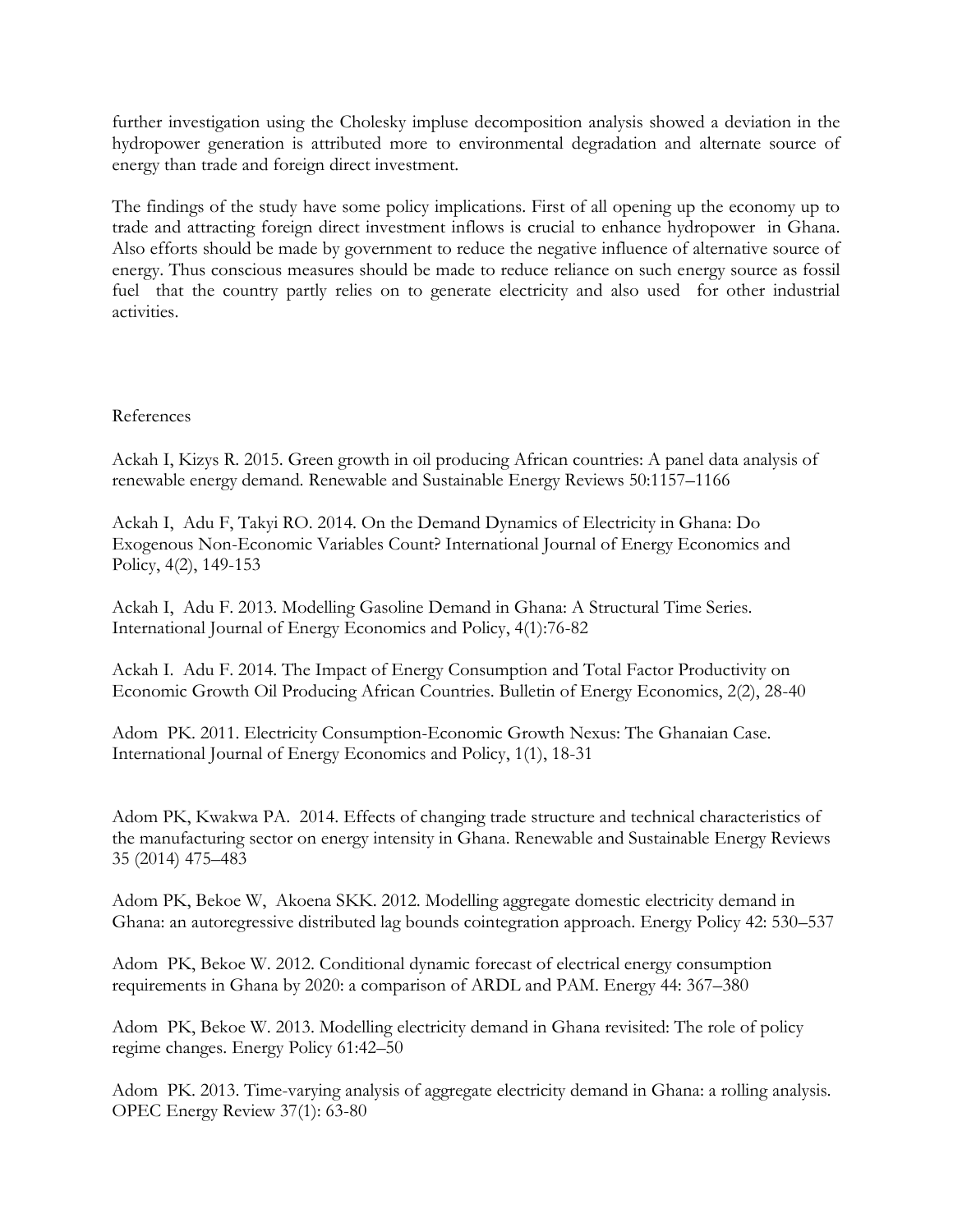further investigation using the Cholesky impluse decomposition analysis showed a deviation in the hydropower generation is attributed more to environmental degradation and alternate source of energy than trade and foreign direct investment.

The findings of the study have some policy implications. First of all opening up the economy up to trade and attracting foreign direct investment inflows is crucial to enhance hydropower in Ghana. Also efforts should be made by government to reduce the negative influence of alternative source of energy. Thus conscious measures should be made to reduce reliance on such energy source as fossil fuel that the country partly relies on to generate electricity and also used for other industrial activities.

References

Ackah I, Kizys R. 2015. Green growth in oil producing African countries: A panel data analysis of renewable energy demand. Renewable and Sustainable Energy Reviews 50:1157–1166

Ackah I, Adu F, Takyi RO. 2014. On the Demand Dynamics of Electricity in Ghana: Do Exogenous Non-Economic Variables Count? International Journal of Energy Economics and Policy, 4(2), 149-153

Ackah I, Adu F. 2013. Modelling Gasoline Demand in Ghana: A Structural Time Series. International Journal of Energy Economics and Policy, 4(1):76-82

Ackah I. Adu F. 2014. The Impact of Energy Consumption and Total Factor Productivity on Economic Growth Oil Producing African Countries. Bulletin of Energy Economics, 2(2), 28-40

Adom PK. 2011. Electricity Consumption-Economic Growth Nexus: The Ghanaian Case. International Journal of Energy Economics and Policy, 1(1), 18-31

Adom PK, Kwakwa PA. 2014. Effects of changing trade structure and technical characteristics of the manufacturing sector on energy intensity in Ghana. Renewable and Sustainable Energy Reviews 35 (2014) 475–483

Adom PK, Bekoe W, Akoena SKK. 2012. Modelling aggregate domestic electricity demand in Ghana: an autoregressive distributed lag bounds cointegration approach. Energy Policy 42: 530–537

Adom PK, Bekoe W. 2012. Conditional dynamic forecast of electrical energy consumption requirements in Ghana by 2020: a comparison of ARDL and PAM. Energy 44: 367–380

Adom PK, Bekoe W. 2013. Modelling electricity demand in Ghana revisited: The role of policy regime changes. Energy Policy 61:42–50

Adom PK. 2013. Time-varying analysis of aggregate electricity demand in Ghana: a rolling analysis. OPEC Energy Review 37(1): 63-80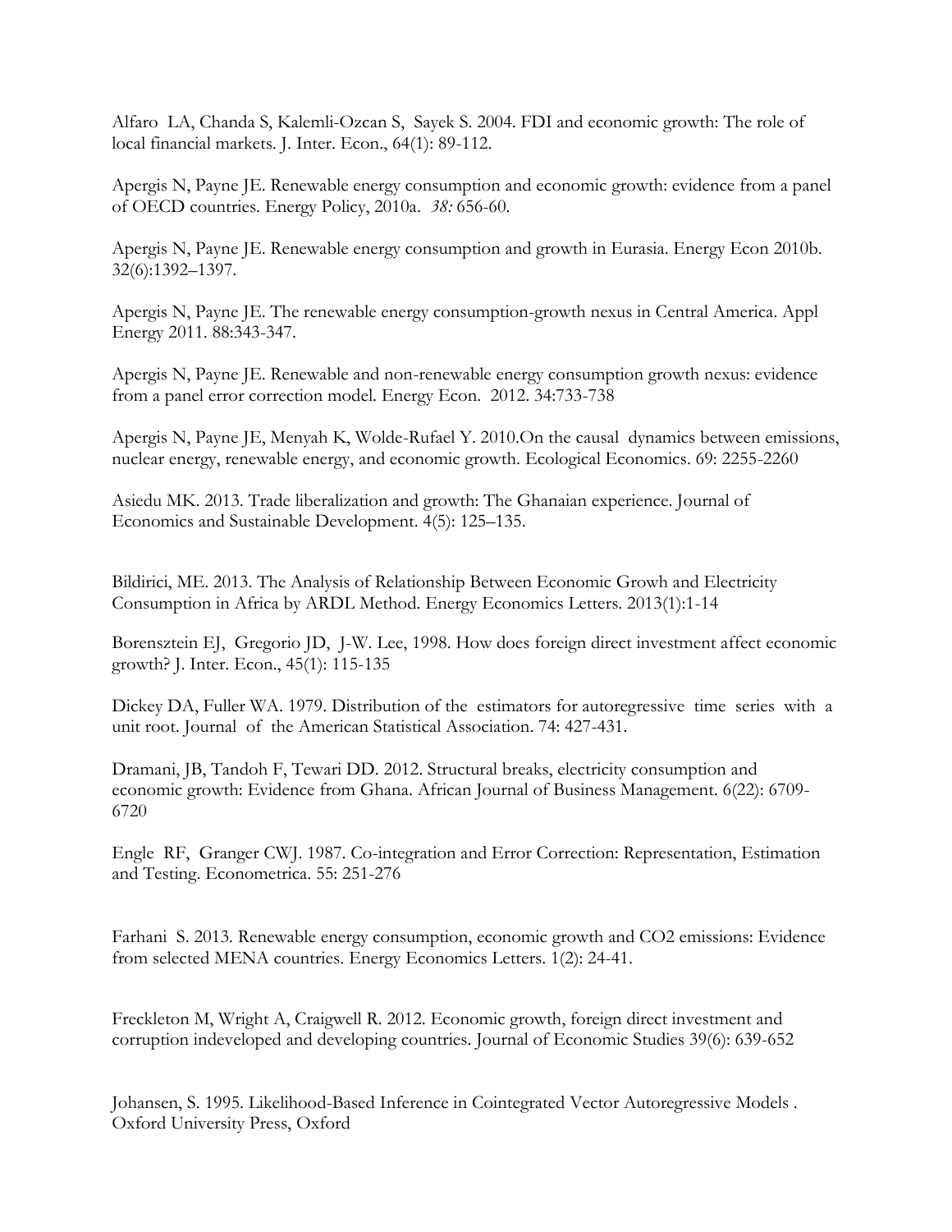Alfaro LA, Chanda S, Kalemli-Ozcan S, Sayek S. 2004. FDI and economic growth: The role of local financial markets. J. Inter. Econ., 64(1): 89-112.

Apergis N, Payne JE. Renewable energy consumption and economic growth: evidence from a panel of OECD countries. Energy Policy, 2010a. *38:* 656-60.

Apergis N, Payne JE. Renewable energy consumption and growth in Eurasia. Energy Econ 2010b. 32(6):1392–1397.

Apergis N, Payne JE. The renewable energy consumption-growth nexus in Central America. Appl Energy 2011. 88:343-347.

Apergis N, Payne JE. Renewable and non-renewable energy consumption growth nexus: evidence from a panel error correction model. Energy Econ. 2012. 34:733-738

Apergis N, Payne JE, Menyah K, Wolde-Rufael Y. 2010.On the causal dynamics between emissions, nuclear energy, renewable energy, and economic growth. Ecological Economics. 69: 2255-2260

Asiedu MK. 2013. Trade liberalization and growth: The Ghanaian experience. Journal of Economics and Sustainable Development. 4(5): 125–135.

Bildirici, ME. 2013. The Analysis of Relationship Between Economic Growh and Electricity Consumption in Africa by ARDL Method. Energy Economics Letters. 2013(1):1-14

Borensztein EJ, Gregorio JD, J-W. Lee, 1998. How does foreign direct investment affect economic growth? J. Inter. Econ., 45(1): 115-135

Dickey DA, Fuller WA. 1979. Distribution of the estimators for autoregressive time series with a unit root. Journal of the American Statistical Association. 74: 427-431.

Dramani, JB, Tandoh F, Tewari DD. 2012. Structural breaks, electricity consumption and economic growth: Evidence from Ghana. African Journal of Business Management. 6(22): 6709-6720

Engle RF, Granger CWJ. 1987. Co-integration and Error Correction: Representation, Estimation and Testing. Econometrica. 55: 251-276

Farhani S. 2013. Renewable energy consumption, economic growth and CO2 emissions: Evidence from selected MENA countries. Energy Economics Letters. 1(2): 24-41.

Freckleton M, Wright A, Craigwell R. 2012. Economic growth, foreign direct investment and corruption indeveloped and developing countries. Journal of Economic Studies 39(6): 639-652

Johansen, S. 1995. Likelihood-Based Inference in Cointegrated Vector Autoregressive Models . Oxford University Press, Oxford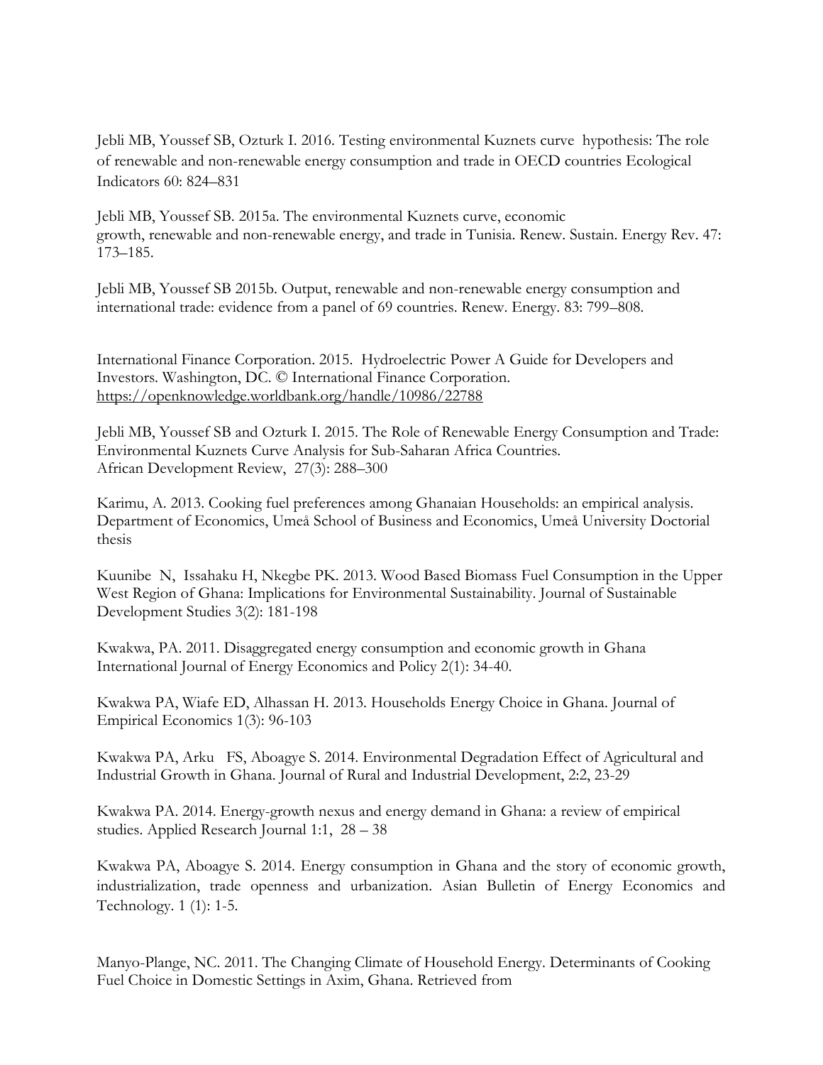Jebli MB, Youssef SB, Ozturk I. 2016. Testing environmental Kuznets curve hypothesis: The role of renewable and non-renewable energy consumption and trade in OECD countries Ecological Indicators 60: 824–831

Jebli MB, Youssef SB. 2015a. The environmental Kuznets curve, economic growth, renewable and non-renewable energy, and trade in Tunisia. Renew. Sustain. Energy Rev. 47: 173–185.

Jebli MB, Youssef SB 2015b. Output, renewable and non-renewable energy consumption and international trade: evidence from a panel of 69 countries. Renew. Energy. 83: 799–808.

International Finance Corporation. 2015. Hydroelectric Power A Guide for Developers and Investors. Washington, DC. © International Finance Corporation. https://openknowledge.worldbank.org/handle/10986/22788

Jebli MB, Youssef SB and Ozturk I. 2015. The Role of Renewable Energy Consumption and Trade: Environmental Kuznets Curve Analysis for Sub-Saharan Africa Countries. African Development Review, 27(3): 288–300

Karimu, A. 2013. Cooking fuel preferences among Ghanaian Households: an empirical analysis. Department of Economics, Umeå School of Business and Economics, Umeå University Doctorial thesis

Kuunibe N, Issahaku H, Nkegbe PK. 2013. Wood Based Biomass Fuel Consumption in the Upper West Region of Ghana: Implications for Environmental Sustainability. Journal of Sustainable Development Studies 3(2): 181-198

Kwakwa, PA. 2011. Disaggregated energy consumption and economic growth in Ghana International Journal of Energy Economics and Policy 2(1): 34-40.

Kwakwa PA, Wiafe ED, Alhassan H. 2013. Households Energy Choice in Ghana. Journal of Empirical Economics 1(3): 96-103

Kwakwa PA, Arku FS, Aboagye S. 2014. Environmental Degradation Effect of Agricultural and Industrial Growth in Ghana. Journal of Rural and Industrial Development, 2:2, 23-29

Kwakwa PA. 2014. Energy-growth nexus and energy demand in Ghana: a review of empirical studies. Applied Research Journal 1:1, 28 – 38

Kwakwa PA, Aboagye S. 2014. Energy consumption in Ghana and the story of economic growth, industrialization, trade openness and urbanization. Asian Bulletin of Energy Economics and Technology. 1 (1): 1-5.

Manyo-Plange, NC. 2011. The Changing Climate of Household Energy. Determinants of Cooking Fuel Choice in Domestic Settings in Axim, Ghana. Retrieved from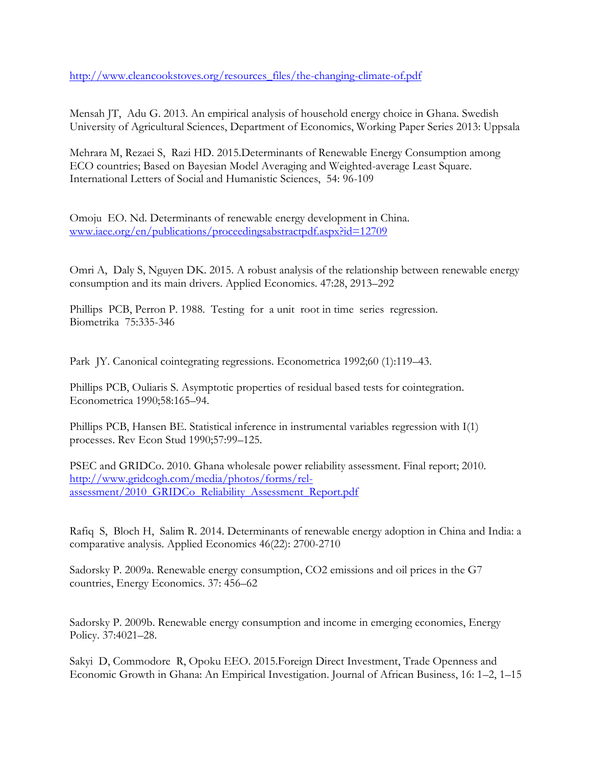http://www.cleancookstoves.org/resources_files/the-changing-climate-of.pdf

Mensah JT, Adu G. 2013. An empirical analysis of household energy choice in Ghana. Swedish University of Agricultural Sciences, Department of Economics, Working Paper Series 2013: Uppsala

Mehrara M, Rezaei S, Razi HD. 2015.Determinants of Renewable Energy Consumption among ECO countries; Based on Bayesian Model Averaging and Weighted-average Least Square. International Letters of Social and Humanistic Sciences, 54: 96-109

Omoju EO. Nd. Determinants of renewable energy development in China. www.iaee.org/en/publications/proceedingsabstractpdf.aspx?id=12709

Omri A, Daly S, Nguyen DK. 2015. A robust analysis of the relationship between renewable energy consumption and its main drivers. Applied Economics. 47:28, 2913–292

Phillips PCB, Perron P. 1988. Testing for a unit root in time series regression. Biometrika 75:335-346

Park JY. Canonical cointegrating regressions. Econometrica 1992;60 (1):119–43.

Phillips PCB, Ouliaris S. Asymptotic properties of residual based tests for cointegration. Econometrica 1990;58:165–94.

Phillips PCB, Hansen BE. Statistical inference in instrumental variables regression with I(1) processes. Rev Econ Stud 1990;57:99–125.

PSEC and GRIDCo. 2010. Ghana wholesale power reliability assessment. Final report; 2010. http://www.gridcogh.com/media/photos/forms/rel-assessment/2010_GRIDCo_Reliability_Assessment_Report.pdf

Rafiq S, Bloch H, Salim R. 2014. Determinants of renewable energy adoption in China and India: a comparative analysis. Applied Economics 46(22): 2700-2710

Sadorsky P. 2009a. Renewable energy consumption, CO2 emissions and oil prices in the G7 countries, Energy Economics. 37: 456–62

Sadorsky P. 2009b. Renewable energy consumption and income in emerging economies, Energy Policy. 37:4021–28.

Sakyi D, Commodore R, Opoku EEO. 2015.Foreign Direct Investment, Trade Openness and Economic Growth in Ghana: An Empirical Investigation. Journal of African Business, 16: 1–2, 1–15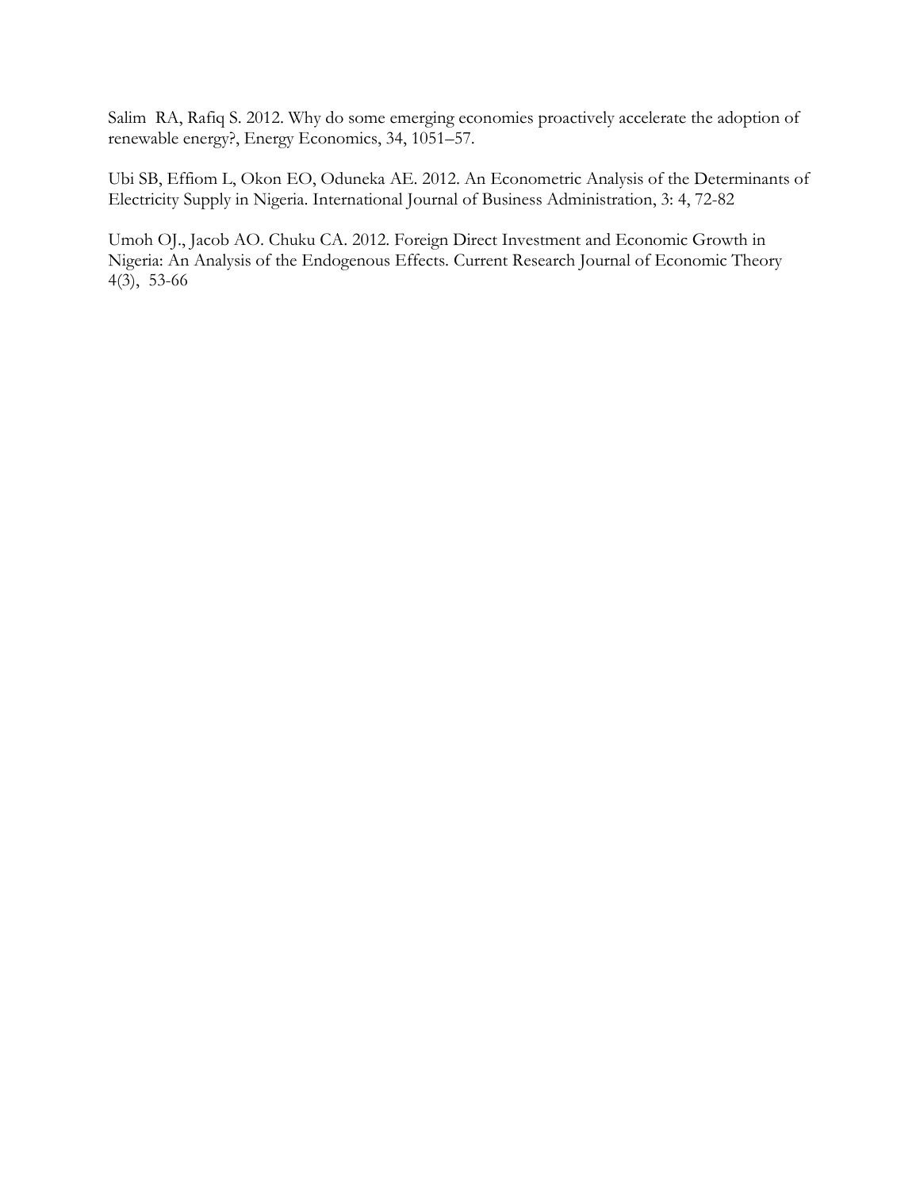Salim RA, Rafiq S. 2012. Why do some emerging economies proactively accelerate the adoption of renewable energy?, Energy Economics, 34, 1051–57.

Ubi SB, Effiom L, Okon EO, Oduneka AE. 2012. An Econometric Analysis of the Determinants of Electricity Supply in Nigeria. International Journal of Business Administration, 3: 4, 72-82

Umoh OJ., Jacob AO. Chuku CA. 2012. Foreign Direct Investment and Economic Growth in Nigeria: An Analysis of the Endogenous Effects. Current Research Journal of Economic Theory 4(3), 53-66